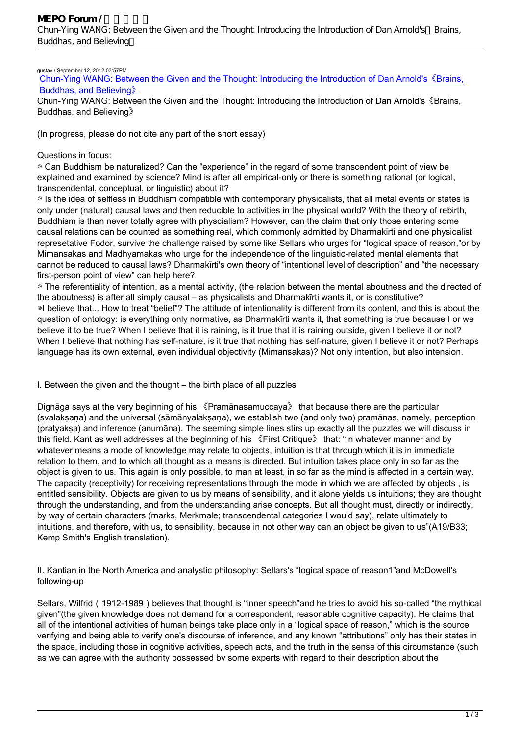gustav / September 12, 2012 03:57PM

Chun-Ying WANG: Between the Given and the Thought: Introducing the Introduction of Dan Arnold's《Brains, Buddhas, and Believing》

Chun-Ying WANG: Between the Given and the Thought: Introducing the Introduction of Dan Arnold's《Brains, Buddhas, and Believing》

(In progress, please do not cite any part of the short essay)

Questions in focus:

◎ Can Buddhism be naturalized? Can the "experience" in the regard of some transcendent point of view be explained and examined by science? Mind is after all empirical-only or there is something rational (or logical, transcendental, conceptual, or linguistic) about it?

◎ Is the idea of selfless in Buddhism compatible with contemporary physicalists, that all metal events or states is only under (natural) causal laws and then reducible to activities in the physical world? With the theory of rebirth, Buddhism is than never totally agree with physcialism? However, can the claim that only those entering some causal relations can be counted as something real, which commonly admitted by Dharmakīrti and one physicalist represetative Fodor, survive the challenge raised by some like Sellars who urges for "logical space of reason,"or by Mimansakas and Madhyamakas who urge for the independence of the linguistic-related mental elements that cannot be reduced to causal laws? Dharmakīrti's own theory of "intentional level of description" and "the necessary first-person point of view" can help here?

◎ The referentiality of intention, as a mental activity, (the relation between the mental aboutness and the directed of the aboutness) is after all simply causal – as physicalists and Dharmakīrti wants it, or is constitutive?

◎I believe that... How to treat "belief"? The attitude of intentionality is different from its content, and this is about the question of ontology: is everything only normative, as Dharmakīrti wants it, that something is true because I or we believe it to be true? When I believe that it is raining, is it true that it is raining outside, given I believe it or not? When I believe that nothing has self-nature, is it true that nothing has self-nature, given I believe it or not? Perhaps language has its own external, even individual objectivity (Mimansakas)? Not only intention, but also intension.

## I. Between the given and the thought – the birth place of all puzzles

Dignāga says at the very beginning of his 《Pramānasamuccaya》 that because there are the particular (svalakṣaṇa) and the universal (sāmānyalakṣaṇa), we establish two (and only two) pramānas, namely, perception (pratyakṣa) and inference (anumāna). The seeming simple lines stirs up exactly all the puzzles we will discuss in this field. Kant as well addresses at the beginning of his 《First Critique》 that: "In whatever manner and by whatever means a mode of knowledge may relate to objects, intuition is that through which it is in immediate relation to them, and to which all thought as a means is directed. But intuition takes place only in so far as the object is given to us. This again is only possible, to man at least, in so far as the mind is affected in a certain way. The capacity (receptivity) for receiving representations through the mode in which we are affected by objects , is entitled sensibility. Objects are given to us by means of sensibility, and it alone yields us intuitions; they are thought through the understanding, and from the understanding arise concepts. But all thought must, directly or indirectly, by way of certain characters (marks, Merkmale; transcendental categories I would say), relate ultimately to intuitions, and therefore, with us, to sensibility, because in not other way can an object be given to us"(A19/B33; Kemp Smith's English translation).

## II. Kantian in the North America and analystic philosophy: Sellars's "logical space of reason1"and McDowell's following-up

Sellars, Wilfrid ( 1912-1989 ) believes that thought is "inner speech"and he tries to avoid his so-called "the mythical given"(the given knowledge does not demand for a correspondent, reasonable cognitive capacity). He claims that all of the intentional activities of human beings take place only in a "logical space of reason," which is the source verifying and being able to verify one's discourse of inference, and any known "attributions" only has their states in the space, including those in cognitive activities, speech acts, and the truth in the sense of this circumstance (such as we can agree with the authority possessed by some experts with regard to their description about the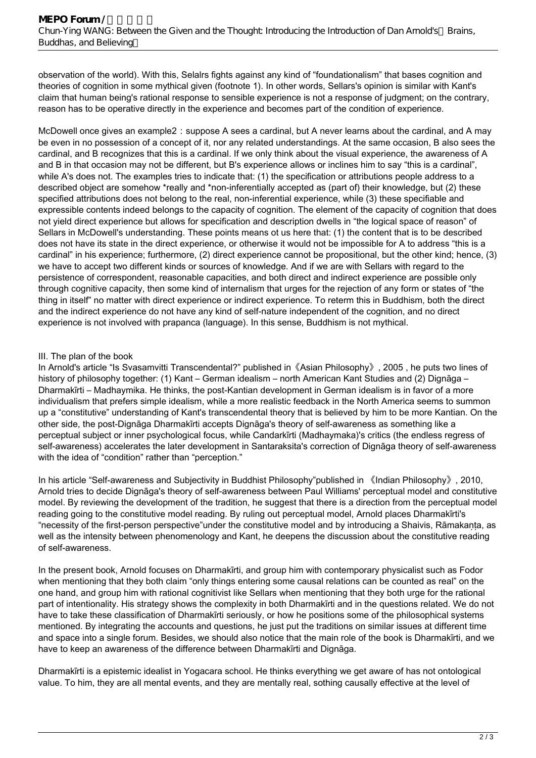observation of the world). With this, Selalrs fights against any kind of "foundationalism" that bases cognition and theories of cognition in some mythical given (footnote 1). In other words, Sellars's opinion is similar with Kant's claim that human being's rational response to sensible experience is not a response of judgment; on the contrary, reason has to be operative directly in the experience and becomes part of the condition of experience.

McDowell once gives an example2：suppose A sees a cardinal, but A never learns about the cardinal, and A may be even in no possession of a concept of it, nor any related understandings. At the same occasion, B also sees the cardinal, and B recognizes that this is a cardinal. If we only think about the visual experience, the awareness of A and B in that occasion may not be different, but B's experience allows or inclines him to say "this is a cardinal", while A's does not. The examples tries to indicate that: (1) the specification or attributions people address to a described object are somehow *really and *non-inferentially accepted as (part of) their knowledge, but (2) these specified attributions does not belong to the real, non-inferential experience, while (3) these specifiable and expressible contents indeed belongs to the capacity of cognition. The element of the capacity of cognition that does not yield direct experience but allows for specification and description dwells in "the logical space of reason" of Sellars in McDowell's understanding. These points means ot us here that: (1) the content that is to be described does not have its state in the direct experience, or otherwise it would not be impossible for A to address "this is a cardinal" in his experience; furthermore, (2) direct experience cannot be propositional, but the other kind; hence, (3) we have to accept two different kinds or sources of knowledge. And if we are with Sellars with regard to the persistence of correspondent, reasonable capacities, and both direct and indirect experience are possible only through cognitive capacity, then some kind of internalism that urges for the rejection of any form or states of "the thing in itself" no matter with direct experience or indirect experience. To reterm this in Buddhism, both the direct and the indirect experience do not have any kind of self-nature independent of the cognition, and no direct experience is not involved with prapanca (language). In this sense, Buddhism is not mythical.

### III. The plan of the book

In Arnold's article "Is Svasamvitti Transcendental?" published in《Asian Philosophy》, 2005 , he puts two lines of history of philosophy together: (1) Kant – German idealism – north American Kant Studies and (2) Dignāga – Dharmakīrti – Madhaymika. He thinks, the post-Kantian development in German idealism is in favor of a more individualism that prefers simple idealism, while a more realistic feedback in the North America seems to summon up a "constitutive" understanding of Kant's transcendental theory that is believed by him to be more Kantian. On the other side, the post-Dignāga Dharmakīrti accepts Dignāga's theory of self-awareness as something like a perceptual subject or inner psychological focus, while Candarkīrti (Madhaymaka)'s critics (the endless regress of self-awareness) accelerates the later development in Santaraksita's correction of Dignāga theory of self-awareness with the idea of "condition" rather than "perception."

In his article "Self-awareness and Subjectivity in Buddhist Philosophy"published in 《Indian Philosophy》, 2010, Arnold tries to decide Dignāga's theory of self-awareness between Paul Williams' perceptual model and constitutive model. By reviewing the development of the tradition, he suggest that there is a direction from the perceptual model reading going to the constitutive model reading. By ruling out perceptual model, Arnold places Dharmakīrti's "necessity of the first-person perspective"under the constitutive model and by introducing a Shaivis, Rāmakaṇṭa, as well as the intensity between phenomenology and Kant, he deepens the discussion about the constitutive reading of self-awareness.

In the present book, Arnold focuses on Dharmakīrti, and group him with contemporary physicalist such as Fodor when mentioning that they both claim "only things entering some causal relations can be counted as real" on the one hand, and group him with rational cognitivist like Sellars when mentioning that they both urge for the rational part of intentionality. His strategy shows the complexity in both Dharmakīrti and in the questions related. We do not have to take these classification of Dharmakīrti seriously, or how he positions some of the philosophical systems mentioned. By integrating the accounts and questions, he just put the traditions on similar issues at different time and space into a single forum. Besides, we should also notice that the main role of the book is Dharmakīrti, and we have to keep an awareness of the difference between Dharmakīrti and Dignāga.

Dharmakīrti is a epistemic idealist in Yogacara school. He thinks everything we get aware of has not ontological value. To him, they are all mental events, and they are mentally real, sothing causally effective at the level of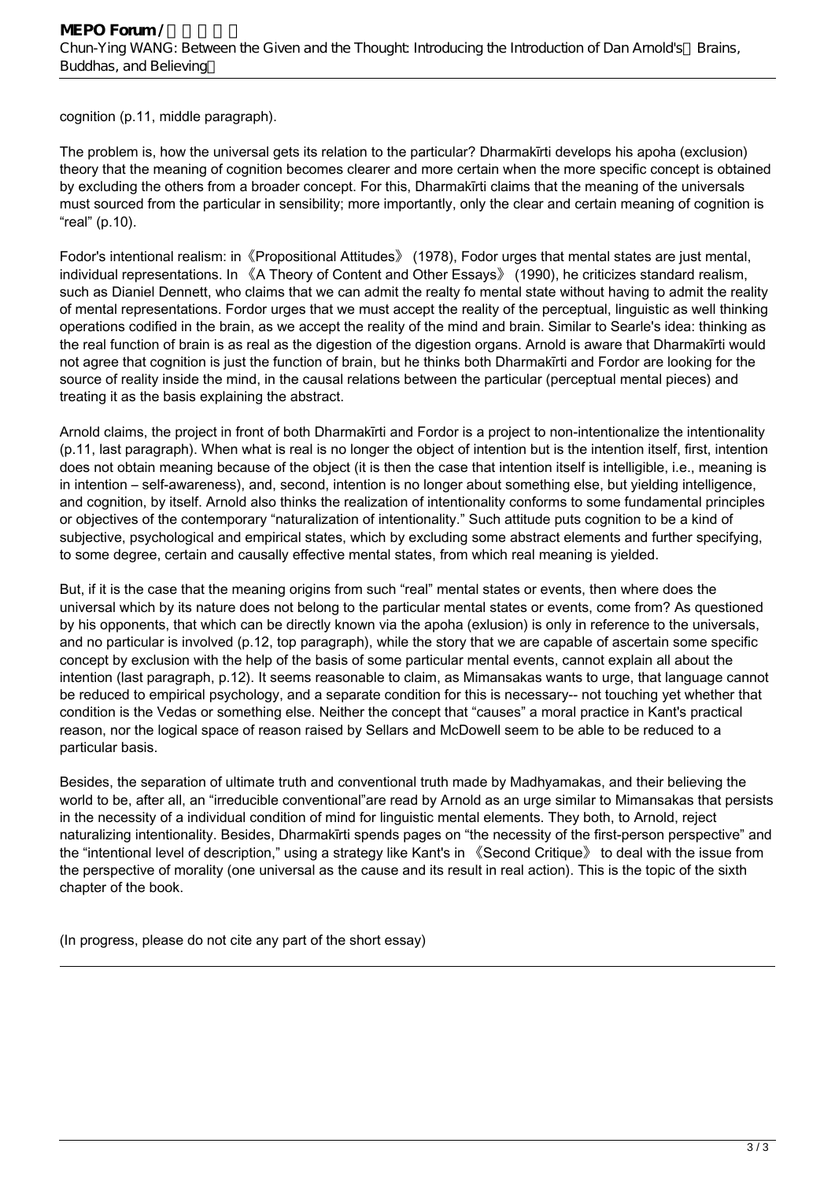cognition (p.11, middle paragraph).

The problem is, how the universal gets its relation to the particular? Dharmakīrti develops his apoha (exclusion) theory that the meaning of cognition becomes clearer and more certain when the more specific concept is obtained by excluding the others from a broader concept. For this, Dharmakīrti claims that the meaning of the universals must sourced from the particular in sensibility; more importantly, only the clear and certain meaning of cognition is "real" (p.10).

Fodor's intentional realism: in《Propositional Attitudes》 (1978), Fodor urges that mental states are just mental, individual representations. In 《A Theory of Content and Other Essays》 (1990), he criticizes standard realism, such as Dianiel Dennett, who claims that we can admit the realty fo mental state without having to admit the reality of mental representations. Fordor urges that we must accept the reality of the perceptual, linguistic as well thinking operations codified in the brain, as we accept the reality of the mind and brain. Similar to Searle's idea: thinking as the real function of brain is as real as the digestion of the digestion organs. Arnold is aware that Dharmakīrti would not agree that cognition is just the function of brain, but he thinks both Dharmakīrti and Fordor are looking for the source of reality inside the mind, in the causal relations between the particular (perceptual mental pieces) and treating it as the basis explaining the abstract.

Arnold claims, the project in front of both Dharmakīrti and Fordor is a project to non-intentionalize the intentionality (p.11, last paragraph). When what is real is no longer the object of intention but is the intention itself, first, intention does not obtain meaning because of the object (it is then the case that intention itself is intelligible, i.e., meaning is in intention – self-awareness), and, second, intention is no longer about something else, but yielding intelligence, and cognition, by itself. Arnold also thinks the realization of intentionality conforms to some fundamental principles or objectives of the contemporary "naturalization of intentionality." Such attitude puts cognition to be a kind of subjective, psychological and empirical states, which by excluding some abstract elements and further specifying, to some degree, certain and causally effective mental states, from which real meaning is yielded.

But, if it is the case that the meaning origins from such "real" mental states or events, then where does the universal which by its nature does not belong to the particular mental states or events, come from? As questioned by his opponents, that which can be directly known via the apoha (exlusion) is only in reference to the universals, and no particular is involved (p.12, top paragraph), while the story that we are capable of ascertain some specific concept by exclusion with the help of the basis of some particular mental events, cannot explain all about the intention (last paragraph, p.12). It seems reasonable to claim, as Mimansakas wants to urge, that language cannot be reduced to empirical psychology, and a separate condition for this is necessary-- not touching yet whether that condition is the Vedas or something else. Neither the concept that "causes" a moral practice in Kant's practical reason, nor the logical space of reason raised by Sellars and McDowell seem to be able to be reduced to a particular basis.

Besides, the separation of ultimate truth and conventional truth made by Madhyamakas, and their believing the world to be, after all, an "irreducible conventional"are read by Arnold as an urge similar to Mimansakas that persists in the necessity of a individual condition of mind for linguistic mental elements. They both, to Arnold, reject naturalizing intentionality. Besides, Dharmakīrti spends pages on "the necessity of the first-person perspective" and the "intentional level of description," using a strategy like Kant's in 《Second Critique》 to deal with the issue from the perspective of morality (one universal as the cause and its result in real action). This is the topic of the sixth chapter of the book.

(In progress, please do not cite any part of the short essay)